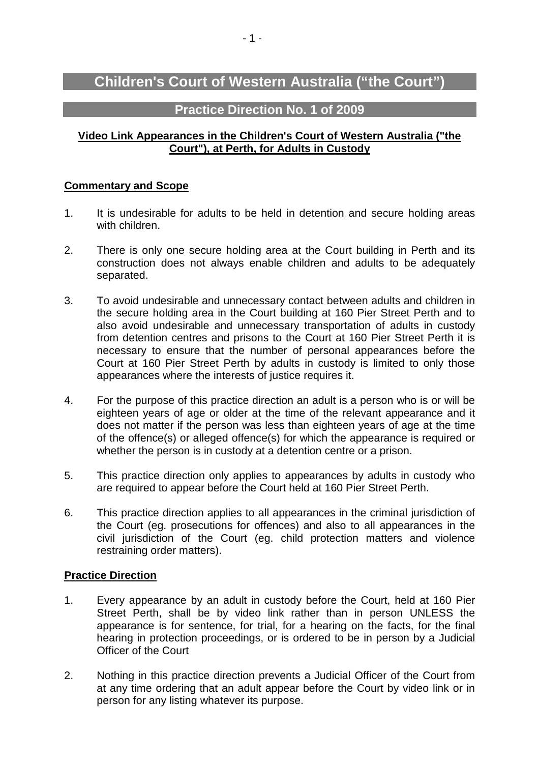# Children's Court of Western Australia ("the Court")

## Practice Direction No. 1 of 2009

**Video Link Appearances in the Children's Court of Western Australia ("the Court"), at Perth, for Adults in Custody**

### Commentary and Scope

1. It is undesirable for adults to be held in detention and secure holding areas with children.

2. There is only one secure holding area at the Court building in Perth and its construction does not always enable children and adults to be adequately separated.

3. To avoid undesirable and unnecessary contact between adults and children in the secure holding area in the Court building at 160 Pier Street Perth and to also avoid undesirable and unnecessary transportation of adults in custody from detention centres and prisons to the Court at 160 Pier Street Perth it is necessary to ensure that the number of personal appearances before the Court at 160 Pier Street Perth by adults in custody is limited to only those appearances where the interests of justice requires it.

4. For the purpose of this practice direction an adult is a person who is or will be eighteen years of age or older at the time of the relevant appearance and it does not matter if the person was less than eighteen years of age at the time of the offence(s) or alleged offence(s) for which the appearance is required or whether the person is in custody at a detention centre or a prison.

5. This practice direction only applies to appearances by adults in custody who are required to appear before the Court held at 160 Pier Street Perth.

6. This practice direction applies to all appearances in the criminal jurisdiction of the Court (eg. prosecutions for offences) and also to all appearances in the civil jurisdiction of the Court (eg. child protection matters and violence restraining order matters).

### Practice Direction

1. Every appearance by an adult in custody before the Court, held at 160 Pier Street Perth, shall be by video link rather than in person UNLESS the appearance is for sentence, for trial, for a hearing on the facts, for the final hearing in protection proceedings, or is ordered to be in person by a Judicial Officer of the Court

2. Nothing in this practice direction prevents a Judicial Officer of the Court from at any time ordering that an adult appear before the Court by video link or in person for any listing whatever its purpose.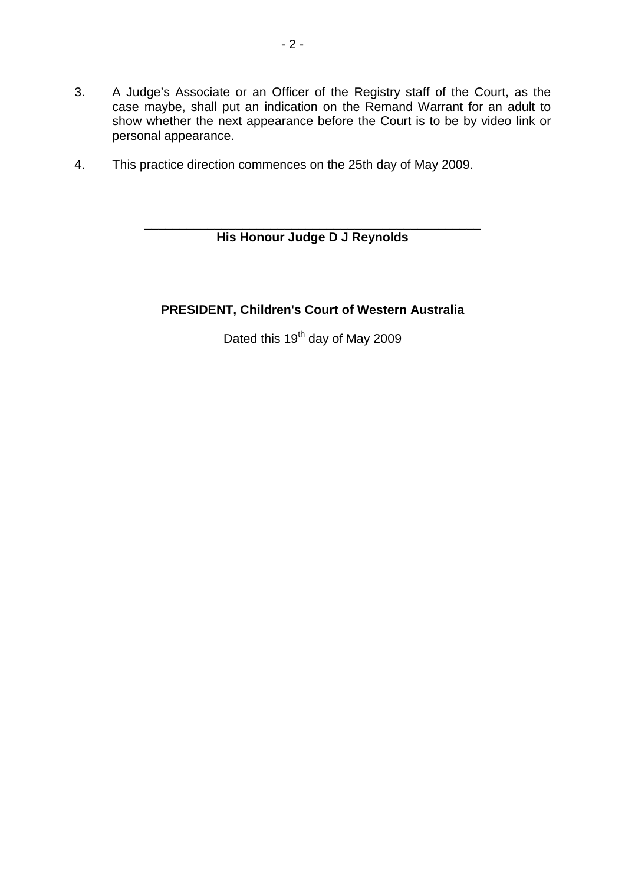3. A Judge's Associate or an Officer of the Registry staff of the Court, as the case maybe, shall put an indication on the Remand Warrant for an adult to show whether the next appearance before the Court is to be by video link or personal appearance.

4. This practice direction commences on the 25th day of May 2009.

\_\_\_\_\_\_\_\_\_\_\_\_\_\_\_\_\_\_\_\_\_\_\_\_\_\_\_\_\_\_\_\_\_\_\_\_\_\_\_\_\_\_\_\_\_\_\_\_

**His Honour Judge D J Reynolds**

**PRESIDENT, Children's Court of Western Australia**

Dated this 19th day of May 2009